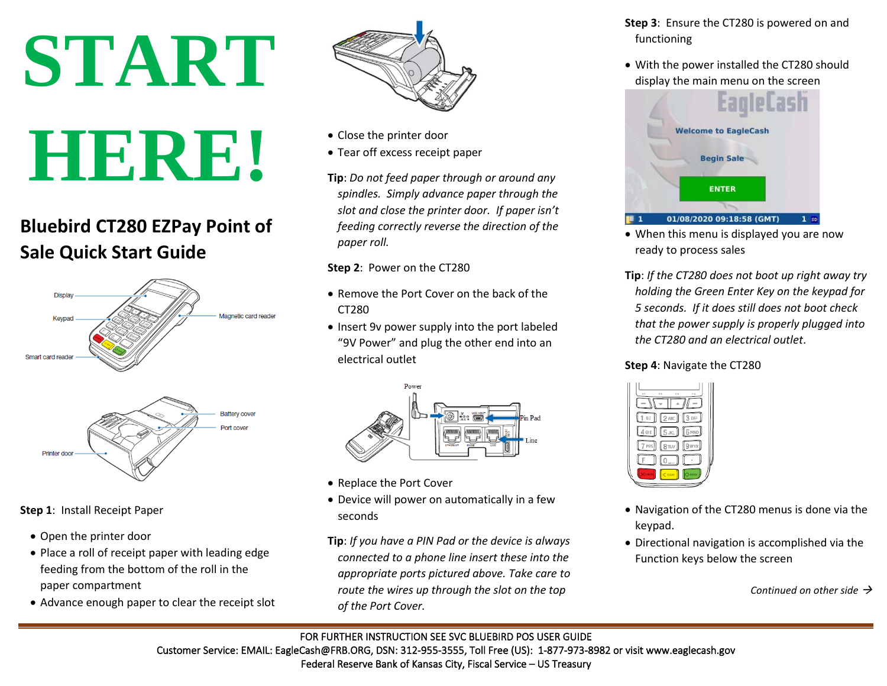# START HERE!

## Bluebird CT280 EZPay Point of Sale Quick Start Guide

Display

Keypad

Magnetic card reader

Smart card reader

Battery cover

Port cover

Printer door

**Step 1**: Install Receipt Paper

- Open the printer door
- Place a roll of receipt paper with leading edge feeding from the bottom of the roll in the paper compartment
- Advance enough paper to clear the receipt slot
- Close the printer door
- Tear off excess receipt paper

**Tip**: *Do not feed paper through or around any spindles. Simply advance paper through the slot and close the printer door. If paper isn't feeding correctly reverse the direction of the paper roll.*

**Step 2**: Power on the CT280

- Remove the Port Cover on the back of the CT280
- Insert 9v power supply into the port labeled "9V Power" and plug the other end into an electrical outlet

Power

Pin Pad

Line

- Replace the Port Cover
- Device will power on automatically in a few seconds

**Tip**: *If you have a PIN Pad or the device is always connected to a phone line insert these into the appropriate ports pictured above. Take care to route the wires up through the slot on the top of the Port Cover.*

**Step 3**: Ensure the CT280 is powered on and functioning

- With the power installed the CT280 should display the main menu on the screen

EagleCash

Welcome to EagleCash

Begin Sale

ENTER

1 01/08/2020 09:18:58 (GMT) 1

- When this menu is displayed you are now ready to process sales

**Tip**: *If the CT280 does not boot up right away try holding the Green Enter Key on the keypad for 5 seconds. If it does still does not boot check that the power supply is properly plugged into the CT280 and an electrical outlet*.

**Step 4**: Navigate the CT280

- Navigation of the CT280 menus is done via the keypad.
- Directional navigation is accomplished via the Function keys below the screen

*Continued on other side* →

FOR FURTHER INSTRUCTION SEE SVC BLUEBIRD POS USER GUIDE

Customer Service: EMAIL: EagleCash@FRB.ORG, DSN: 312-955-3555, Toll Free (US): 1-877-973-8982 or visit www.eaglecash.gov

Federal Reserve Bank of Kansas City, Fiscal Service – US Treasury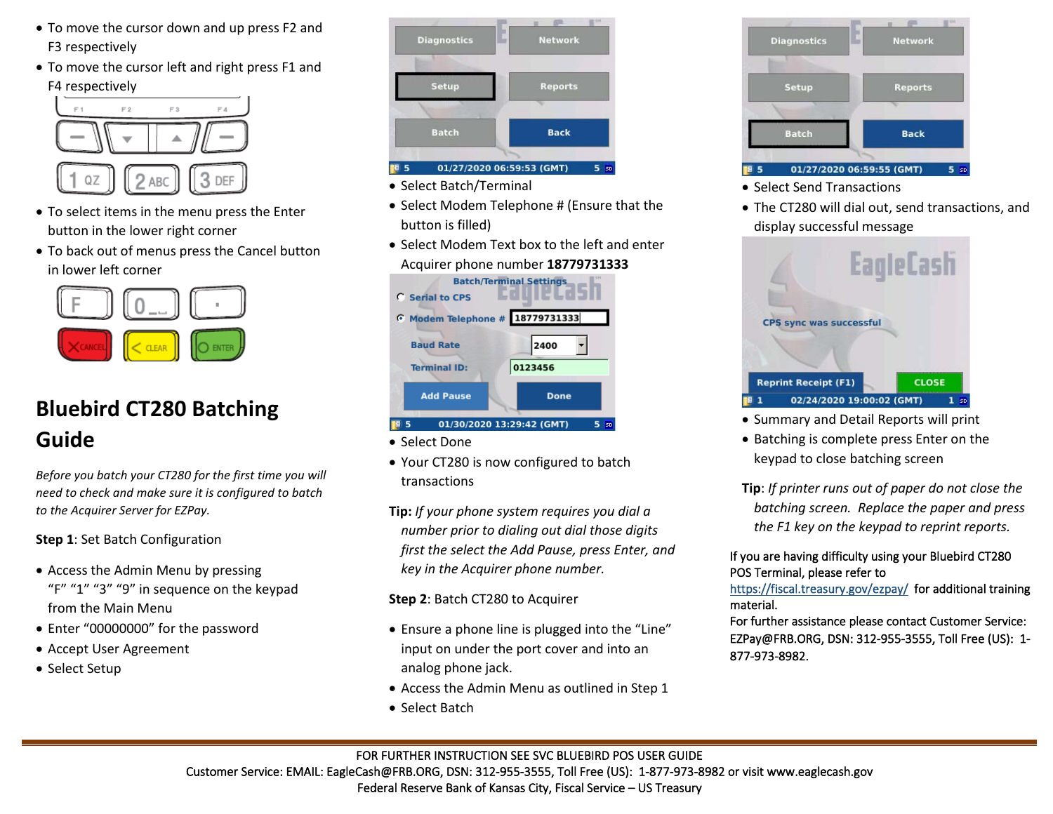- To move the cursor down and up press F2 and F3 respectively
- To move the cursor left and right press F1 and F4 respectively
- To select items in the menu press the Enter button in the lower right corner
- To back out of menus press the Cancel button in lower left corner

# Bluebird CT280 Batching Guide

*Before you batch your CT280 for the first time you will need to check and make sure it is configured to batch to the Acquirer Server for EZPay.*

**Step 1**: Set Batch Configuration

- Access the Admin Menu by pressing "F" "1" "3" "9" in sequence on the keypad from the Main Menu
- Enter "00000000" for the password
- Accept User Agreement
- Select Setup
- Select Batch/Terminal
- Select Modem Telephone # (Ensure that the button is filled)
- Select Modem Text box to the left and enter Acquirer phone number **18779731333**
- Select Done
- Your CT280 is now configured to batch transactions

**Tip:** *If your phone system requires you dial a number prior to dialing out dial those digits first the select the Add Pause, press Enter, and key in the Acquirer phone number.*

**Step 2**: Batch CT280 to Acquirer

- Ensure a phone line is plugged into the "Line" input on under the port cover and into an analog phone jack.
- Access the Admin Menu as outlined in Step 1
- Select Batch
- Select Send Transactions
- The CT280 will dial out, send transactions, and display successful message
- Summary and Detail Reports will print
- Batching is complete press Enter on the keypad to close batching screen

**Tip**: *If printer runs out of paper do not close the batching screen. Replace the paper and press the F1 key on the keypad to reprint reports.*

If you are having difficulty using your Bluebird CT280 POS Terminal, please refer to https://fiscal.treasury.gov/ezpay/ for additional training material.

For further assistance please contact Customer Service: EZPay@FRB.ORG, DSN: 312-955-3555, Toll Free (US): 1-877-973-8982.

FOR FURTHER INSTRUCTION SEE SVC BLUEBIRD POS USER GUIDE

Customer Service: EMAIL: EagleCash@FRB.ORG, DSN: 312-955-3555, Toll Free (US): 1-877-973-8982 or visit www.eaglecash.gov

Federal Reserve Bank of Kansas City, Fiscal Service – US Treasury